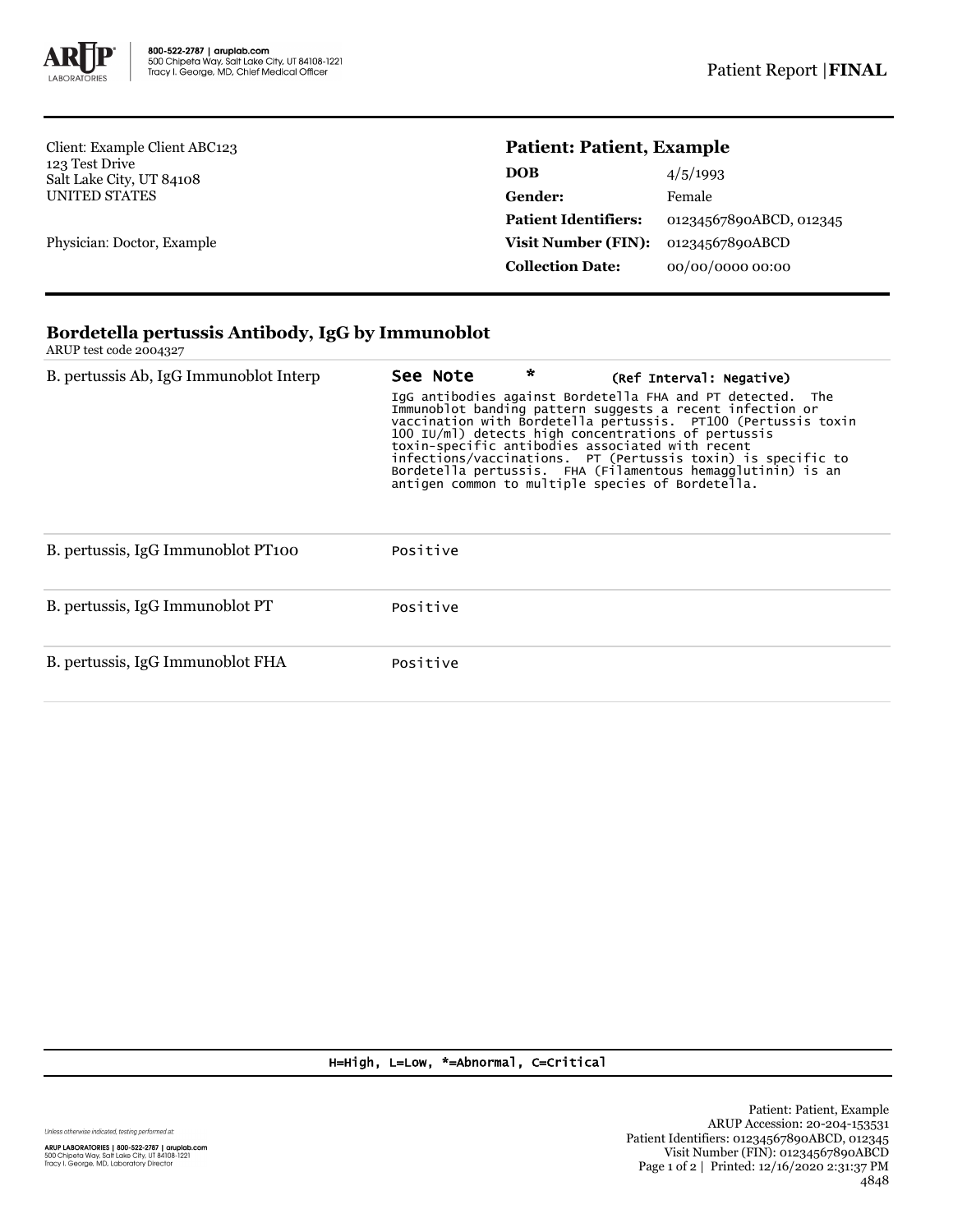800-522-2787 | aruplab.com
500 Chipeta Way, Salt Lake City, UT 84108-1221
Tracy I. George, MD, Chief Medical Officer

Patient Report | **FINAL**

Client: Example Client ABC123
123 Test Drive
Salt Lake City, UT 84108
UNITED STATES

Physician: Doctor, Example

**Patient: Patient, Example**

| | |
|---|---|
| **DOB** | 4/5/1993 |
| **Gender:** | Female |
| **Patient Identifiers:** | 01234567890ABCD, 012345 |
| **Visit Number (FIN):** | 01234567890ABCD |
| **Collection Date:** | 00/00/0000 00:00 |

## Bordetella pertussis Antibody, IgG by Immunoblot

ARUP test code 2004327

| | |
|---|---|
| B. pertussis Ab, IgG Immunoblot Interp | **See Note** * (Ref Interval: Negative)<br>IgG antibodies against Bordetella FHA and PT detected. The Immunoblot banding pattern suggests a recent infection or vaccination with Bordetella pertussis. PT100 (Pertussis toxin 100 IU/ml) detects high concentrations of pertussis toxin-specific antibodies associated with recent infections/vaccinations. PT (Pertussis toxin) is specific to Bordetella pertussis. FHA (Filamentous hemagglutinin) is an antigen common to multiple species of Bordetella. |
| B. pertussis, IgG Immunoblot PT100 | Positive |
| B. pertussis, IgG Immunoblot PT | Positive |
| B. pertussis, IgG Immunoblot FHA | Positive |

H=High, L=Low, *=Abnormal, C=Critical

Unless otherwise indicated, testing performed at:

ARUP LABORATORIES | 800-522-2787 | aruplab.com
500 Chipeta Way, Salt Lake City, UT 84108-1221
Tracy I. George, MD, Laboratory Director

Patient: Patient, Example
ARUP Accession: 20-204-153531
Patient Identifiers: 01234567890ABCD, 012345
Visit Number (FIN): 01234567890ABCD
Printed: 12/16/2020 2:31:37 PM
4848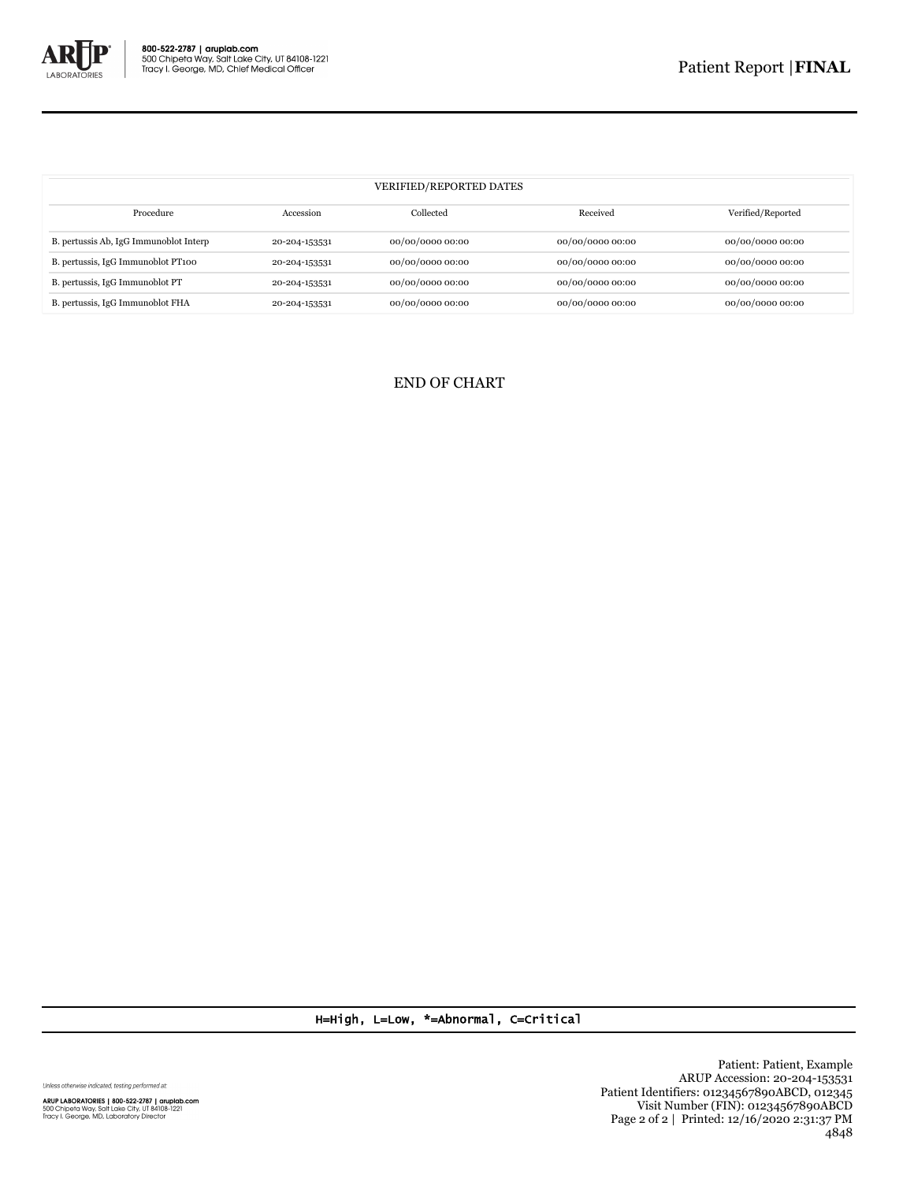| VERIFIED/REPORTED DATES | | | | |
|---|---|---|---|---|
| Procedure | Accession | Collected | Received | Verified/Reported |
| B. pertussis Ab, IgG Immunoblot Interp | 20-204-153531 | 00/00/0000 00:00 | 00/00/0000 00:00 | 00/00/0000 00:00 |
| B. pertussis, IgG Immunoblot PT100 | 20-204-153531 | 00/00/0000 00:00 | 00/00/0000 00:00 | 00/00/0000 00:00 |
| B. pertussis, IgG Immunoblot PT | 20-204-153531 | 00/00/0000 00:00 | 00/00/0000 00:00 | 00/00/0000 00:00 |
| B. pertussis, IgG Immunoblot FHA | 20-204-153531 | 00/00/0000 00:00 | 00/00/0000 00:00 | 00/00/0000 00:00 |

END OF CHART

H=High, L=Low, *=Abnormal, C=Critical